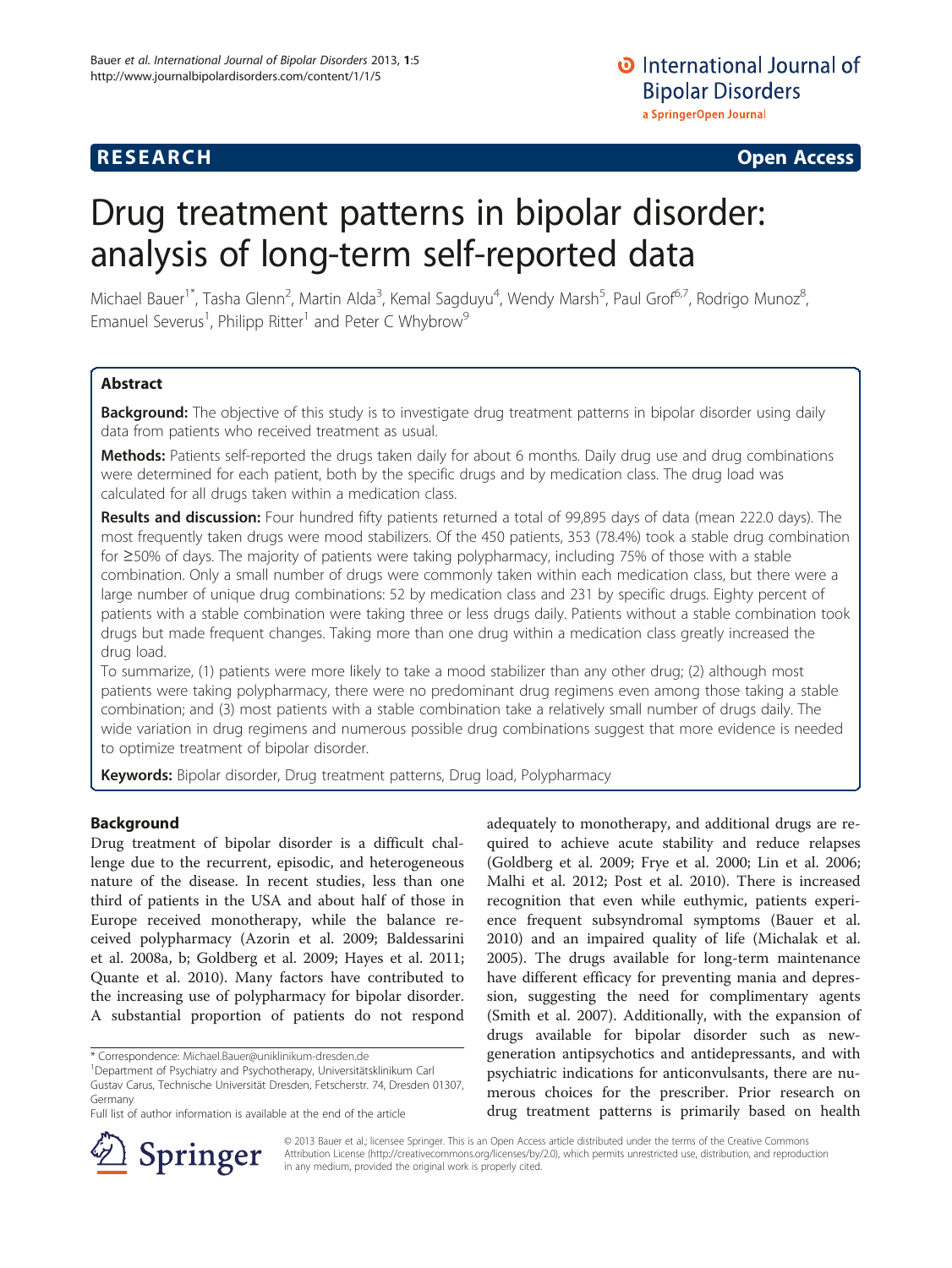**RESEARCH** **Open Access**

# Drug treatment patterns in bipolar disorder: analysis of long-term self-reported data

Michael Bauer[1*], Tasha Glenn[2], Martin Alda[3], Kemal Sagduyu[4], Wendy Marsh[5], Paul Grof[6,7], Rodrigo Munoz[8], Emanuel Severus[1], Philipp Ritter[1] and Peter C Whybrow[9]

## Abstract

**Background:** The objective of this study is to investigate drug treatment patterns in bipolar disorder using daily data from patients who received treatment as usual.

**Methods:** Patients self-reported the drugs taken daily for about 6 months. Daily drug use and drug combinations were determined for each patient, both by the specific drugs and by medication class. The drug load was calculated for all drugs taken within a medication class.

**Results and discussion:** Four hundred fifty patients returned a total of 99,895 days of data (mean 222.0 days). The most frequently taken drugs were mood stabilizers. Of the 450 patients, 353 (78.4%) took a stable drug combination for ≥50% of days. The majority of patients were taking polypharmacy, including 75% of those with a stable combination. Only a small number of drugs were commonly taken within each medication class, but there were a large number of unique drug combinations: 52 by medication class and 231 by specific drugs. Eighty percent of patients with a stable combination were taking three or less drugs daily. Patients without a stable combination took drugs but made frequent changes. Taking more than one drug within a medication class greatly increased the drug load.

To summarize, (1) patients were more likely to take a mood stabilizer than any other drug; (2) although most patients were taking polypharmacy, there were no predominant drug regimens even among those taking a stable combination; and (3) most patients with a stable combination take a relatively small number of drugs daily. The wide variation in drug regimens and numerous possible drug combinations suggest that more evidence is needed to optimize treatment of bipolar disorder.

**Keywords:** Bipolar disorder, Drug treatment patterns, Drug load, Polypharmacy

## Background

Drug treatment of bipolar disorder is a difficult challenge due to the recurrent, episodic, and heterogeneous nature of the disease. In recent studies, less than one third of patients in the USA and about half of those in Europe received monotherapy, while the balance received polypharmacy (Azorin et al. 2009; Baldessarini et al. 2008a, b; Goldberg et al. 2009; Hayes et al. 2011; Quante et al. 2010). Many factors have contributed to the increasing use of polypharmacy for bipolar disorder. A substantial proportion of patients do not respond adequately to monotherapy, and additional drugs are required to achieve acute stability and reduce relapses (Goldberg et al. 2009; Frye et al. 2000; Lin et al. 2006; Malhi et al. 2012; Post et al. 2010). There is increased recognition that even while euthymic, patients experience frequent subsyndromal symptoms (Bauer et al. 2010) and an impaired quality of life (Michalak et al. 2005). The drugs available for long-term maintenance have different efficacy for preventing mania and depression, suggesting the need for complimentary agents (Smith et al. 2007). Additionally, with the expansion of drugs available for bipolar disorder such as new-generation antipsychotics and antidepressants, and with psychiatric indications for anticonvulsants, there are numerous choices for the prescriber. Prior research on drug treatment patterns is primarily based on health

\* Correspondence: Michael.Bauer@uniklinikum-dresden.de
[1]Department of Psychiatry and Psychotherapy, Universitätsklinikum Carl Gustav Carus, Technische Universität Dresden, Fetscherstr. 74, Dresden 01307, Germany
Full list of author information is available at the end of the article

© 2013 Bauer et al.; licensee Springer. This is an Open Access article distributed under the terms of the Creative Commons Attribution License (http://creativecommons.org/licenses/by/2.0), which permits unrestricted use, distribution, and reproduction in any medium, provided the original work is properly cited.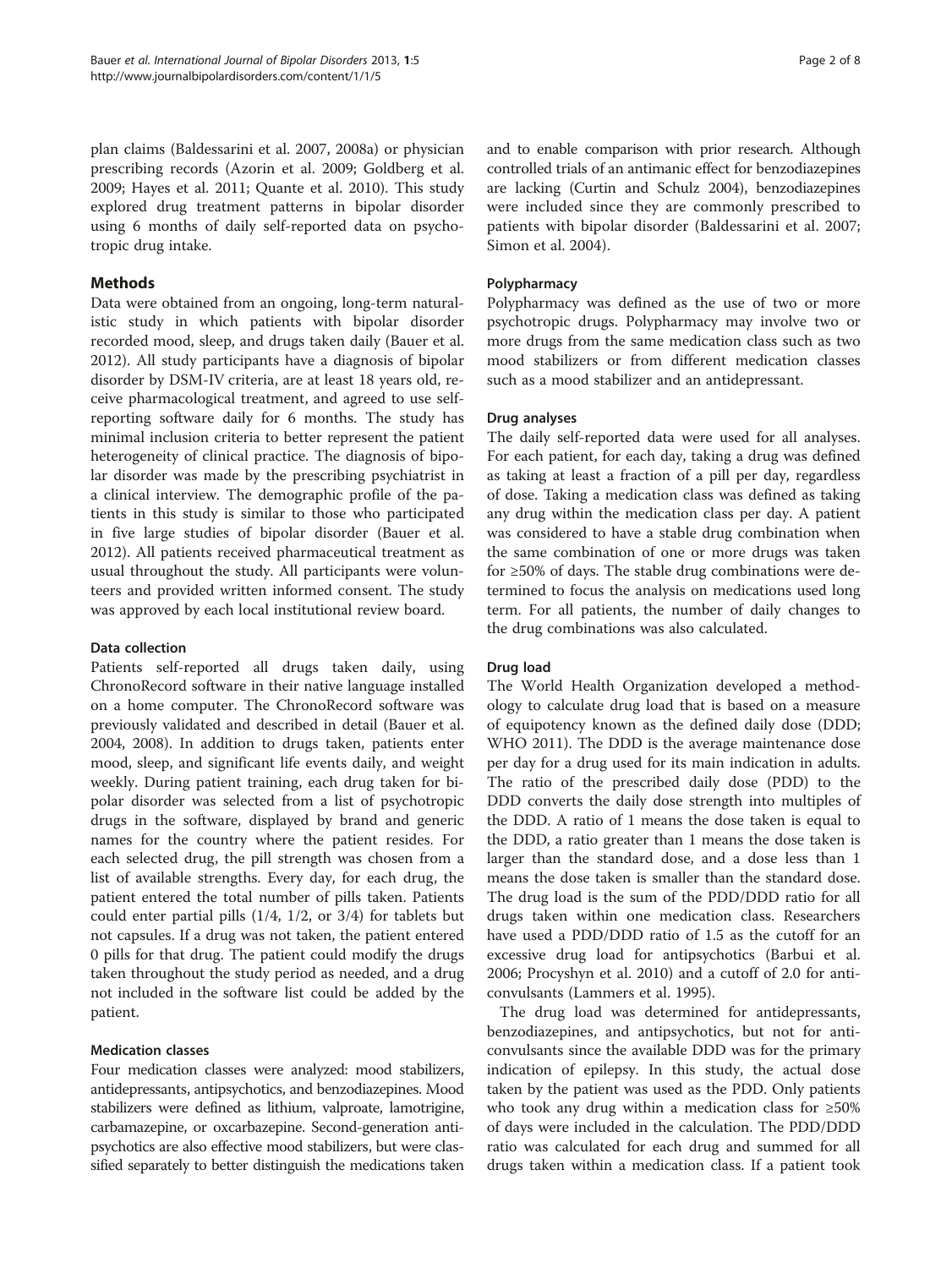plan claims (Baldessarini et al. 2007, 2008a) or physician prescribing records (Azorin et al. 2009; Goldberg et al. 2009; Hayes et al. 2011; Quante et al. 2010). This study explored drug treatment patterns in bipolar disorder using 6 months of daily self-reported data on psychotropic drug intake.

## Methods

Data were obtained from an ongoing, long-term naturalistic study in which patients with bipolar disorder recorded mood, sleep, and drugs taken daily (Bauer et al. 2012). All study participants have a diagnosis of bipolar disorder by DSM-IV criteria, are at least 18 years old, receive pharmacological treatment, and agreed to use self-reporting software daily for 6 months. The study has minimal inclusion criteria to better represent the patient heterogeneity of clinical practice. The diagnosis of bipolar disorder was made by the prescribing psychiatrist in a clinical interview. The demographic profile of the patients in this study is similar to those who participated in five large studies of bipolar disorder (Bauer et al. 2012). All patients received pharmaceutical treatment as usual throughout the study. All participants were volunteers and provided written informed consent. The study was approved by each local institutional review board.

### Data collection

Patients self-reported all drugs taken daily, using ChronoRecord software in their native language installed on a home computer. The ChronoRecord software was previously validated and described in detail (Bauer et al. 2004, 2008). In addition to drugs taken, patients enter mood, sleep, and significant life events daily, and weight weekly. During patient training, each drug taken for bipolar disorder was selected from a list of psychotropic drugs in the software, displayed by brand and generic names for the country where the patient resides. For each selected drug, the pill strength was chosen from a list of available strengths. Every day, for each drug, the patient entered the total number of pills taken. Patients could enter partial pills (1/4, 1/2, or 3/4) for tablets but not capsules. If a drug was not taken, the patient entered 0 pills for that drug. The patient could modify the drugs taken throughout the study period as needed, and a drug not included in the software list could be added by the patient.

### Medication classes

Four medication classes were analyzed: mood stabilizers, antidepressants, antipsychotics, and benzodiazepines. Mood stabilizers were defined as lithium, valproate, lamotrigine, carbamazepine, or oxcarbazepine. Second-generation antipsychotics are also effective mood stabilizers, but were classified separately to better distinguish the medications taken and to enable comparison with prior research. Although controlled trials of an antimanic effect for benzodiazepines are lacking (Curtin and Schulz 2004), benzodiazepines were included since they are commonly prescribed to patients with bipolar disorder (Baldessarini et al. 2007; Simon et al. 2004).

### Polypharmacy

Polypharmacy was defined as the use of two or more psychotropic drugs. Polypharmacy may involve two or more drugs from the same medication class such as two mood stabilizers or from different medication classes such as a mood stabilizer and an antidepressant.

### Drug analyses

The daily self-reported data were used for all analyses. For each patient, for each day, taking a drug was defined as taking at least a fraction of a pill per day, regardless of dose. Taking a medication class was defined as taking any drug within the medication class per day. A patient was considered to have a stable drug combination when the same combination of one or more drugs was taken for ≥50% of days. The stable drug combinations were determined to focus the analysis on medications used long term. For all patients, the number of daily changes to the drug combinations was also calculated.

### Drug load

The World Health Organization developed a methodology to calculate drug load that is based on a measure of equipotency known as the defined daily dose (DDD; WHO 2011). The DDD is the average maintenance dose per day for a drug used for its main indication in adults. The ratio of the prescribed daily dose (PDD) to the DDD converts the daily dose strength into multiples of the DDD. A ratio of 1 means the dose taken is equal to the DDD, a ratio greater than 1 means the dose taken is larger than the standard dose, and a dose less than 1 means the dose taken is smaller than the standard dose. The drug load is the sum of the PDD/DDD ratio for all drugs taken within one medication class. Researchers have used a PDD/DDD ratio of 1.5 as the cutoff for an excessive drug load for antipsychotics (Barbui et al. 2006; Procyshyn et al. 2010) and a cutoff of 2.0 for anticonvulsants (Lammers et al. 1995).

The drug load was determined for antidepressants, benzodiazepines, and antipsychotics, but not for anticonvulsants since the available DDD was for the primary indication of epilepsy. In this study, the actual dose taken by the patient was used as the PDD. Only patients who took any drug within a medication class for ≥50% of days were included in the calculation. The PDD/DDD ratio was calculated for each drug and summed for all drugs taken within a medication class. If a patient took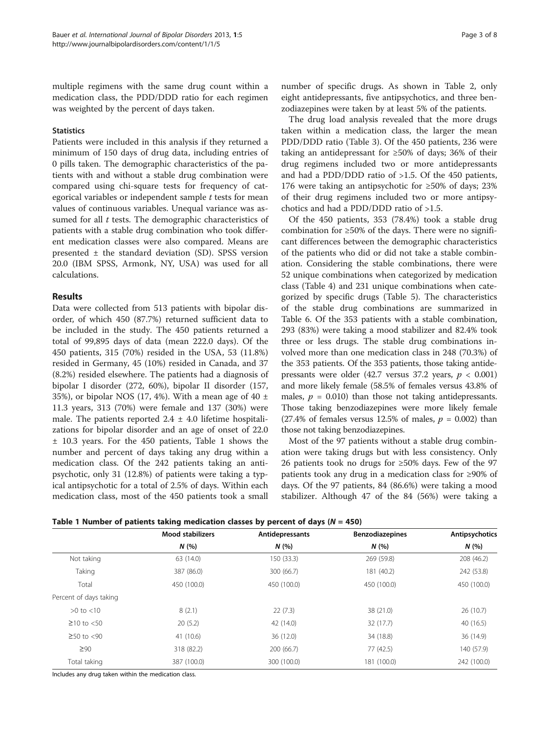multiple regimens with the same drug count within a medication class, the PDD/DDD ratio for each regimen was weighted by the percent of days taken.

### Statistics

Patients were included in this analysis if they returned a minimum of 150 days of drug data, including entries of 0 pills taken. The demographic characteristics of the patients with and without a stable drug combination were compared using chi-square tests for frequency of categorical variables or independent sample *t* tests for mean values of continuous variables. Unequal variance was assumed for all *t* tests. The demographic characteristics of patients with a stable drug combination who took different medication classes were also compared. Means are presented ± the standard deviation (SD). SPSS version 20.0 (IBM SPSS, Armonk, NY, USA) was used for all calculations.

## Results

Data were collected from 513 patients with bipolar disorder, of which 450 (87.7%) returned sufficient data to be included in the study. The 450 patients returned a total of 99,895 days of data (mean 222.0 days). Of the 450 patients, 315 (70%) resided in the USA, 53 (11.8%) resided in Germany, 45 (10%) resided in Canada, and 37 (8.2%) resided elsewhere. The patients had a diagnosis of bipolar I disorder (272, 60%), bipolar II disorder (157, 35%), or bipolar NOS (17, 4%). With a mean age of 40 ± 11.3 years, 313 (70%) were female and 137 (30%) were male. The patients reported 2.4 ± 4.0 lifetime hospitalizations for bipolar disorder and an age of onset of 22.0 ± 10.3 years. For the 450 patients, Table 1 shows the number and percent of days taking any drug within a medication class. Of the 242 patients taking an antipsychotic, only 31 (12.8%) of patients were taking a typical antipsychotic for a total of 2.5% of days. Within each medication class, most of the 450 patients took a small number of specific drugs. As shown in Table 2, only eight antidepressants, five antipsychotics, and three benzodiazepines were taken by at least 5% of the patients.

The drug load analysis revealed that the more drugs taken within a medication class, the larger the mean PDD/DDD ratio (Table 3). Of the 450 patients, 236 were taking an antidepressant for ≥50% of days; 36% of their drug regimens included two or more antidepressants and had a PDD/DDD ratio of >1.5. Of the 450 patients, 176 were taking an antipsychotic for ≥50% of days; 23% of their drug regimens included two or more antipsychotics and had a PDD/DDD ratio of >1.5.

Of the 450 patients, 353 (78.4%) took a stable drug combination for ≥50% of the days. There were no significant differences between the demographic characteristics of the patients who did or did not take a stable combination. Considering the stable combinations, there were 52 unique combinations when categorized by medication class (Table 4) and 231 unique combinations when categorized by specific drugs (Table 5). The characteristics of the stable drug combinations are summarized in Table 6. Of the 353 patients with a stable combination, 293 (83%) were taking a mood stabilizer and 82.4% took three or less drugs. The stable drug combinations involved more than one medication class in 248 (70.3%) of the 353 patients. Of the 353 patients, those taking antidepressants were older (42.7 versus 37.2 years, $p < 0.001$) and more likely female (58.5% of females versus 43.8% of males, $p = 0.010$) than those not taking antidepressants. Those taking benzodiazepines were more likely female (27.4% of females versus 12.5% of males, $p = 0.002$) than those not taking benzodiazepines.

Most of the 97 patients without a stable drug combination were taking drugs but with less consistency. Only 26 patients took no drugs for ≥50% days. Few of the 97 patients took any drug in a medication class for ≥90% of days. Of the 97 patients, 84 (86.6%) were taking a mood stabilizer. Although 47 of the 84 (56%) were taking a

**Table 1 Number of patients taking medication classes by percent of days (*N* = 450)**

| | Mood stabilizers | Antidepressants | Benzodiazepines | Antipsychotics |
|---|---|---|---|---|
| | *N* (%) | *N* (%) | *N* (%) | *N* (%) |
| Not taking | 63 (14.0) | 150 (33.3) | 269 (59.8) | 208 (46.2) |
| Taking | 387 (86.0) | 300 (66.7) | 181 (40.2) | 242 (53.8) |
| Total | 450 (100.0) | 450 (100.0) | 450 (100.0) | 450 (100.0) |
| Percent of days taking | | | | |
| >0 to <10 | 8 (2.1) | 22 (7.3) | 38 (21.0) | 26 (10.7) |
| ≥10 to <50 | 20 (5.2) | 42 (14.0) | 32 (17.7) | 40 (16.5) |
| ≥50 to <90 | 41 (10.6) | 36 (12.0) | 34 (18.8) | 36 (14.9) |
| ≥90 | 318 (82.2) | 200 (66.7) | 77 (42.5) | 140 (57.9) |
| Total taking | 387 (100.0) | 300 (100.0) | 181 (100.0) | 242 (100.0) |

Includes any drug taken within the medication class.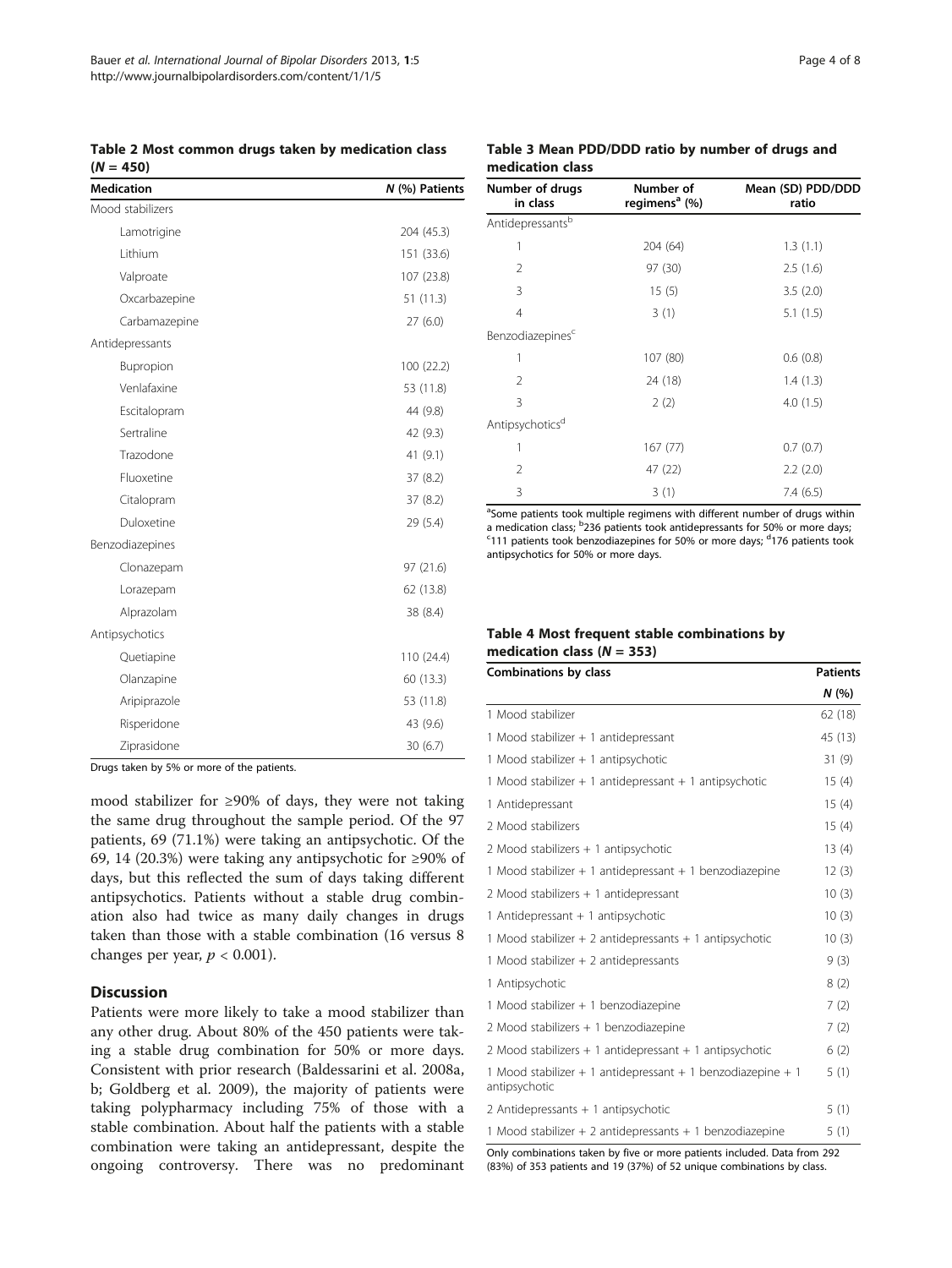**Table 2 Most common drugs taken by medication class (N = 450)**

| Medication | N (%) Patients |
|---|---|
| Mood stabilizers | |
| Lamotrigine | 204 (45.3) |
| Lithium | 151 (33.6) |
| Valproate | 107 (23.8) |
| Oxcarbazepine | 51 (11.3) |
| Carbamazepine | 27 (6.0) |
| Antidepressants | |
| Bupropion | 100 (22.2) |
| Venlafaxine | 53 (11.8) |
| Escitalopram | 44 (9.8) |
| Sertraline | 42 (9.3) |
| Trazodone | 41 (9.1) |
| Fluoxetine | 37 (8.2) |
| Citalopram | 37 (8.2) |
| Duloxetine | 29 (5.4) |
| Benzodiazepines | |
| Clonazepam | 97 (21.6) |
| Lorazepam | 62 (13.8) |
| Alprazolam | 38 (8.4) |
| Antipsychotics | |
| Quetiapine | 110 (24.4) |
| Olanzapine | 60 (13.3) |
| Aripiprazole | 53 (11.8) |
| Risperidone | 43 (9.6) |
| Ziprasidone | 30 (6.7) |

Drugs taken by 5% or more of the patients.

mood stabilizer for ≥90% of days, they were not taking the same drug throughout the sample period. Of the 97 patients, 69 (71.1%) were taking an antipsychotic. Of the 69, 14 (20.3%) were taking any antipsychotic for ≥90% of days, but this reflected the sum of days taking different antipsychotics. Patients without a stable drug combination also had twice as many daily changes in drugs taken than those with a stable combination (16 versus 8 changes per year, $p < 0.001$).

## Discussion

Patients were more likely to take a mood stabilizer than any other drug. About 80% of the 450 patients were taking a stable drug combination for 50% or more days. Consistent with prior research (Baldessarini et al. 2008a, b; Goldberg et al. 2009), the majority of patients were taking polypharmacy including 75% of those with a stable combination. About half the patients with a stable combination were taking an antidepressant, despite the ongoing controversy. There was no predominant

**Table 3 Mean PDD/DDD ratio by number of drugs and medication class**

| Number of drugs in class | Number of regimens[a] (%) | Mean (SD) PDD/DDD ratio |
|---|---|---|
| Antidepressants[b] | | |
| 1 | 204 (64) | 1.3 (1.1) |
| 2 | 97 (30) | 2.5 (1.6) |
| 3 | 15 (5) | 3.5 (2.0) |
| 4 | 3 (1) | 5.1 (1.5) |
| Benzodiazepines[c] | | |
| 1 | 107 (80) | 0.6 (0.8) |
| 2 | 24 (18) | 1.4 (1.3) |
| 3 | 2 (2) | 4.0 (1.5) |
| Antipsychotics[d] | | |
| 1 | 167 (77) | 0.7 (0.7) |
| 2 | 47 (22) | 2.2 (2.0) |
| 3 | 3 (1) | 7.4 (6.5) |

[a]Some patients took multiple regimens with different number of drugs within a medication class; [b]236 patients took antidepressants for 50% or more days; [c]111 patients took benzodiazepines for 50% or more days; [d]176 patients took antipsychotics for 50% or more days.

**Table 4 Most frequent stable combinations by medication class (N = 353)**

| Combinations by class | Patients N (%) |
|---|---|
| 1 Mood stabilizer | 62 (18) |
| 1 Mood stabilizer + 1 antidepressant | 45 (13) |
| 1 Mood stabilizer + 1 antipsychotic | 31 (9) |
| 1 Mood stabilizer + 1 antidepressant + 1 antipsychotic | 15 (4) |
| 1 Antidepressant | 15 (4) |
| 2 Mood stabilizers | 15 (4) |
| 2 Mood stabilizers + 1 antipsychotic | 13 (4) |
| 1 Mood stabilizer + 1 antidepressant + 1 benzodiazepine | 12 (3) |
| 2 Mood stabilizers + 1 antidepressant | 10 (3) |
| 1 Antidepressant + 1 antipsychotic | 10 (3) |
| 1 Mood stabilizer + 2 antidepressants + 1 antipsychotic | 10 (3) |
| 1 Mood stabilizer + 2 antidepressants | 9 (3) |
| 1 Antipsychotic | 8 (2) |
| 1 Mood stabilizer + 1 benzodiazepine | 7 (2) |
| 2 Mood stabilizers + 1 benzodiazepine | 7 (2) |
| 2 Mood stabilizers + 1 antidepressant + 1 antipsychotic | 6 (2) |
| 1 Mood stabilizer + 1 antidepressant + 1 benzodiazepine + 1 antipsychotic | 5 (1) |
| 2 Antidepressants + 1 antipsychotic | 5 (1) |
| 1 Mood stabilizer + 2 antidepressants + 1 benzodiazepine | 5 (1) |

Only combinations taken by five or more patients included. Data from 292 (83%) of 353 patients and 19 (37%) of 52 unique combinations by class.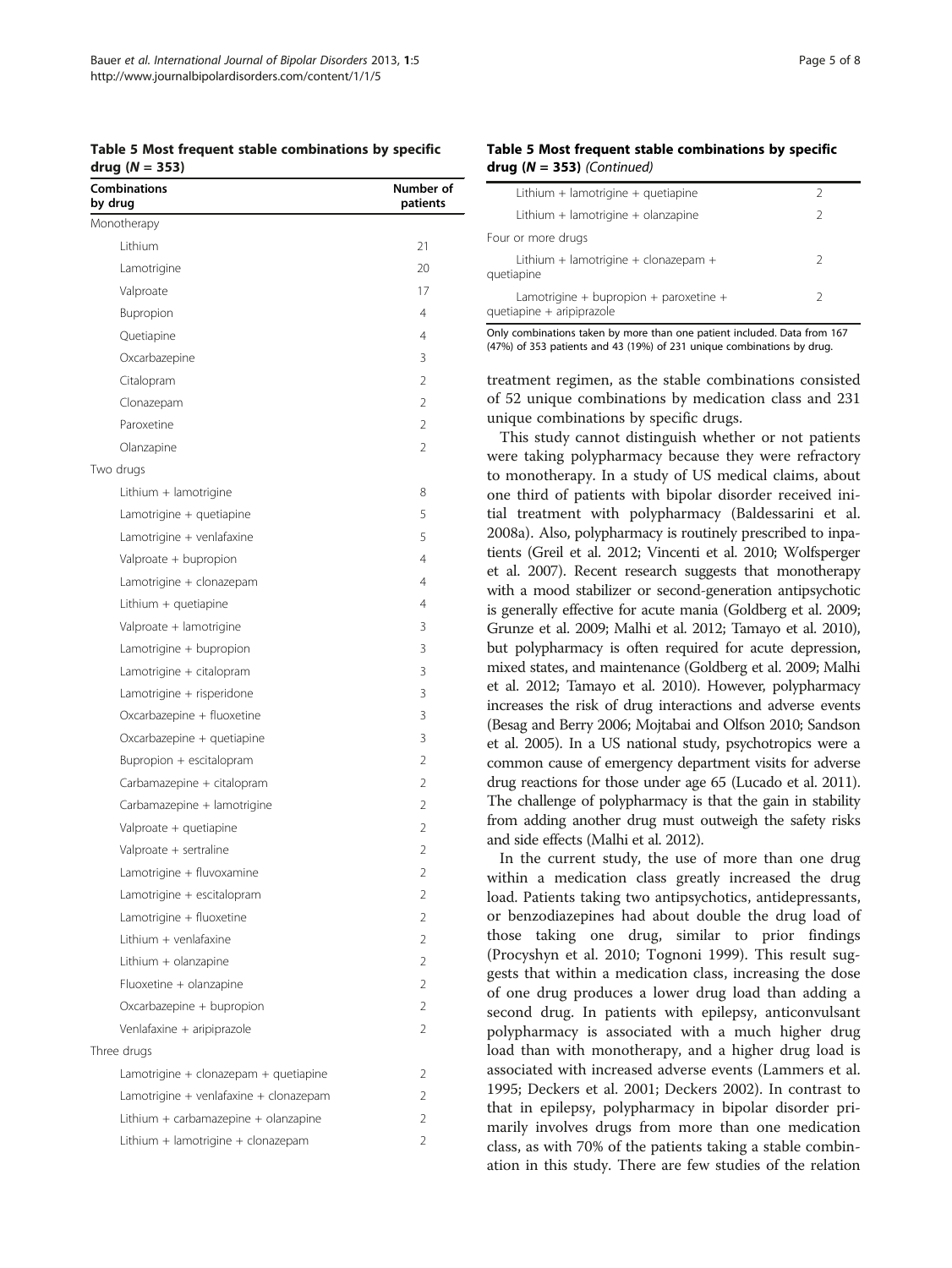**Table 5 Most frequent stable combinations by specific drug (*N* = 353)**

| Combinations by drug | Number of patients |
|---|---|
| Monotherapy | |
| Lithium | 21 |
| Lamotrigine | 20 |
| Valproate | 17 |
| Bupropion | 4 |
| Quetiapine | 4 |
| Oxcarbazepine | 3 |
| Citalopram | 2 |
| Clonazepam | 2 |
| Paroxetine | 2 |
| Olanzapine | 2 |
| Two drugs | |
| Lithium + lamotrigine | 8 |
| Lamotrigine + quetiapine | 5 |
| Lamotrigine + venlafaxine | 5 |
| Valproate + bupropion | 4 |
| Lamotrigine + clonazepam | 4 |
| Lithium + quetiapine | 4 |
| Valproate + lamotrigine | 3 |
| Lamotrigine + bupropion | 3 |
| Lamotrigine + citalopram | 3 |
| Lamotrigine + risperidone | 3 |
| Oxcarbazepine + fluoxetine | 3 |
| Oxcarbazepine + quetiapine | 3 |
| Bupropion + escitalopram | 2 |
| Carbamazepine + citalopram | 2 |
| Carbamazepine + lamotrigine | 2 |
| Valproate + quetiapine | 2 |
| Valproate + sertraline | 2 |
| Lamotrigine + fluvoxamine | 2 |
| Lamotrigine + escitalopram | 2 |
| Lamotrigine + fluoxetine | 2 |
| Lithium + venlafaxine | 2 |
| Lithium + olanzapine | 2 |
| Fluoxetine + olanzapine | 2 |
| Oxcarbazepine + bupropion | 2 |
| Venlafaxine + aripiprazole | 2 |
| Three drugs | |
| Lamotrigine + clonazepam + quetiapine | 2 |
| Lamotrigine + venlafaxine + clonazepam | 2 |
| Lithium + carbamazepine + olanzapine | 2 |
| Lithium + lamotrigine + clonazepam | 2 |
| Lithium + lamotrigine + quetiapine | 2 |
| Lithium + lamotrigine + olanzapine | 2 |
| Four or more drugs | |
| Lithium + lamotrigine + clonazepam + quetiapine | 2 |
| Lamotrigine + bupropion + paroxetine + quetiapine + aripiprazole | 2 |

Only combinations taken by more than one patient included. Data from 167 (47%) of 353 patients and 43 (19%) of 231 unique combinations by drug.

treatment regimen, as the stable combinations consisted of 52 unique combinations by medication class and 231 unique combinations by specific drugs.

This study cannot distinguish whether or not patients were taking polypharmacy because they were refractory to monotherapy. In a study of US medical claims, about one third of patients with bipolar disorder received initial treatment with polypharmacy (Baldessarini et al. 2008a). Also, polypharmacy is routinely prescribed to inpatients (Greil et al. 2012; Vincenti et al. 2010; Wolfsperger et al. 2007). Recent research suggests that monotherapy with a mood stabilizer or second-generation antipsychotic is generally effective for acute mania (Goldberg et al. 2009; Grunze et al. 2009; Malhi et al. 2012; Tamayo et al. 2010), but polypharmacy is often required for acute depression, mixed states, and maintenance (Goldberg et al. 2009; Malhi et al. 2012; Tamayo et al. 2010). However, polypharmacy increases the risk of drug interactions and adverse events (Besag and Berry 2006; Mojtabai and Olfson 2010; Sandson et al. 2005). In a US national study, psychotropics were a common cause of emergency department visits for adverse drug reactions for those under age 65 (Lucado et al. 2011). The challenge of polypharmacy is that the gain in stability from adding another drug must outweigh the safety risks and side effects (Malhi et al. 2012).

In the current study, the use of more than one drug within a medication class greatly increased the drug load. Patients taking two antipsychotics, antidepressants, or benzodiazepines had about double the drug load of those taking one drug, similar to prior findings (Procyshyn et al. 2010; Tognoni 1999). This result suggests that within a medication class, increasing the dose of one drug produces a lower drug load than adding a second drug. In patients with epilepsy, anticonvulsant polypharmacy is associated with a much higher drug load than with monotherapy, and a higher drug load is associated with increased adverse events (Lammers et al. 1995; Deckers et al. 2001; Deckers 2002). In contrast to that in epilepsy, polypharmacy in bipolar disorder primarily involves drugs from more than one medication class, as with 70% of the patients taking a stable combination in this study. There are few studies of the relation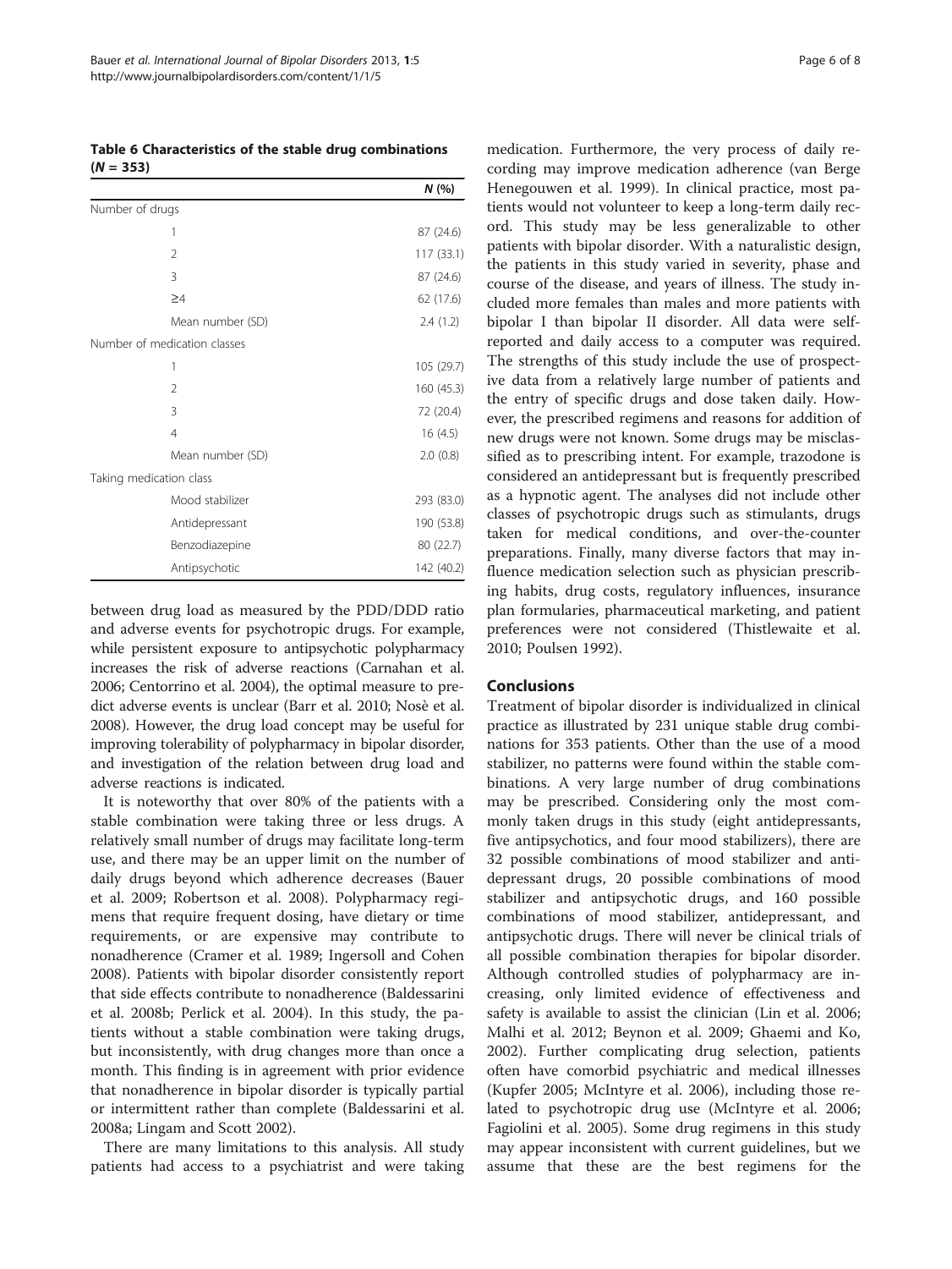**Table 6 Characteristics of the stable drug combinations ($N$ = 353)**

| | $N$ (%) |
|---|---|
| Number of drugs | |
| 1 | 87 (24.6) |
| 2 | 117 (33.1) |
| 3 | 87 (24.6) |
| ≥4 | 62 (17.6) |
| Mean number (SD) | 2.4 (1.2) |
| Number of medication classes | |
| 1 | 105 (29.7) |
| 2 | 160 (45.3) |
| 3 | 72 (20.4) |
| 4 | 16 (4.5) |
| Mean number (SD) | 2.0 (0.8) |
| Taking medication class | |
| Mood stabilizer | 293 (83.0) |
| Antidepressant | 190 (53.8) |
| Benzodiazepine | 80 (22.7) |
| Antipsychotic | 142 (40.2) |

between drug load as measured by the PDD/DDD ratio and adverse events for psychotropic drugs. For example, while persistent exposure to antipsychotic polypharmacy increases the risk of adverse reactions (Carnahan et al. 2006; Centorrino et al. 2004), the optimal measure to predict adverse events is unclear (Barr et al. 2010; Nosè et al. 2008). However, the drug load concept may be useful for improving tolerability of polypharmacy in bipolar disorder, and investigation of the relation between drug load and adverse reactions is indicated.

It is noteworthy that over 80% of the patients with a stable combination were taking three or less drugs. A relatively small number of drugs may facilitate long-term use, and there may be an upper limit on the number of daily drugs beyond which adherence decreases (Bauer et al. 2009; Robertson et al. 2008). Polypharmacy regimens that require frequent dosing, have dietary or time requirements, or are expensive may contribute to nonadherence (Cramer et al. 1989; Ingersoll and Cohen 2008). Patients with bipolar disorder consistently report that side effects contribute to nonadherence (Baldessarini et al. 2008b; Perlick et al. 2004). In this study, the patients without a stable combination were taking drugs, but inconsistently, with drug changes more than once a month. This finding is in agreement with prior evidence that nonadherence in bipolar disorder is typically partial or intermittent rather than complete (Baldessarini et al. 2008a; Lingam and Scott 2002).

There are many limitations to this analysis. All study patients had access to a psychiatrist and were taking medication. Furthermore, the very process of daily recording may improve medication adherence (van Berge Henegouwen et al. 1999). In clinical practice, most patients would not volunteer to keep a long-term daily record. This study may be less generalizable to other patients with bipolar disorder. With a naturalistic design, the patients in this study varied in severity, phase and course of the disease, and years of illness. The study included more females than males and more patients with bipolar I than bipolar II disorder. All data were self-reported and daily access to a computer was required. The strengths of this study include the use of prospective data from a relatively large number of patients and the entry of specific drugs and dose taken daily. However, the prescribed regimens and reasons for addition of new drugs were not known. Some drugs may be misclassified as to prescribing intent. For example, trazodone is considered an antidepressant but is frequently prescribed as a hypnotic agent. The analyses did not include other classes of psychotropic drugs such as stimulants, drugs taken for medical conditions, and over-the-counter preparations. Finally, many diverse factors that may influence medication selection such as physician prescribing habits, drug costs, regulatory influences, insurance plan formularies, pharmaceutical marketing, and patient preferences were not considered (Thistlewaite et al. 2010; Poulsen 1992).

## Conclusions

Treatment of bipolar disorder is individualized in clinical practice as illustrated by 231 unique stable drug combinations for 353 patients. Other than the use of a mood stabilizer, no patterns were found within the stable combinations. A very large number of drug combinations may be prescribed. Considering only the most commonly taken drugs in this study (eight antidepressants, five antipsychotics, and four mood stabilizers), there are 32 possible combinations of mood stabilizer and antidepressant drugs, 20 possible combinations of mood stabilizer and antipsychotic drugs, and 160 possible combinations of mood stabilizer, antidepressant, and antipsychotic drugs. There will never be clinical trials of all possible combination therapies for bipolar disorder. Although controlled studies of polypharmacy are increasing, only limited evidence of effectiveness and safety is available to assist the clinician (Lin et al. 2006; Malhi et al. 2012; Beynon et al. 2009; Ghaemi and Ko, 2002). Further complicating drug selection, patients often have comorbid psychiatric and medical illnesses (Kupfer 2005; McIntyre et al. 2006), including those related to psychotropic drug use (McIntyre et al. 2006; Fagiolini et al. 2005). Some drug regimens in this study may appear inconsistent with current guidelines, but we assume that these are the best regimens for the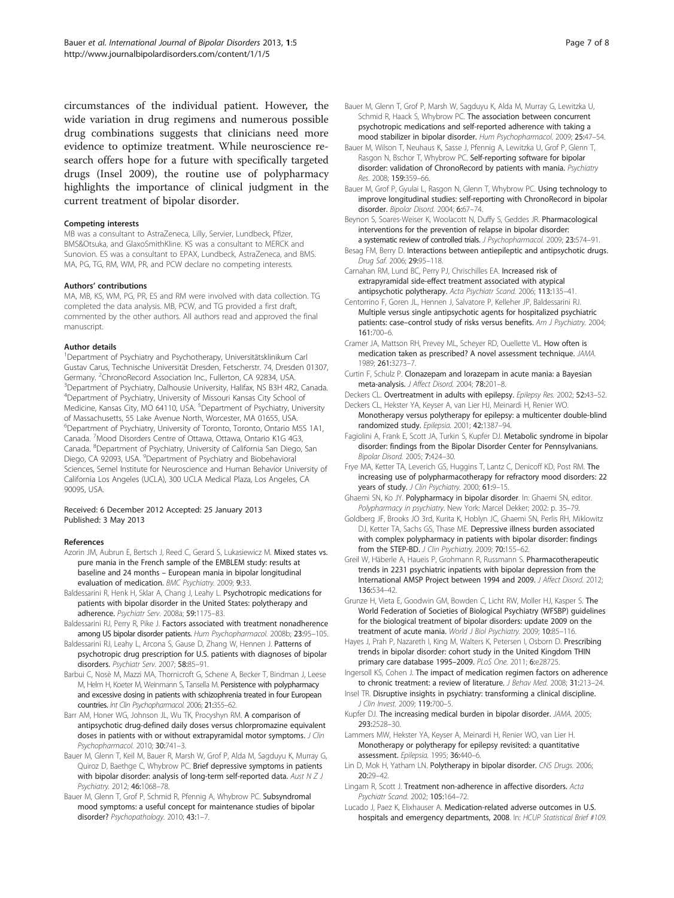circumstances of the individual patient. However, the wide variation in drug regimens and numerous possible drug combinations suggests that clinicians need more evidence to optimize treatment. While neuroscience research offers hope for a future with specifically targeted drugs (Insel 2009), the routine use of polypharmacy highlights the importance of clinical judgment in the current treatment of bipolar disorder.

#### Competing interests

MB was a consultant to AstraZeneca, Lilly, Servier, Lundbeck, Pfizer, BMS&Otsuka, and GlaxoSmithKline. KS was a consultant to MERCK and Sunovion. ES was a consultant to EPAX, Lundbeck, AstraZeneca, and BMS. MA, PG, TG, RM, WM, PR, and PCW declare no competing interests.

#### Authors' contributions

MA, MB, KS, WM, PG, PR, ES and RM were involved with data collection. TG completed the data analysis. MB, PCW, and TG provided a first draft, commented by the other authors. All authors read and approved the final manuscript.

#### Author details

[1]Department of Psychiatry and Psychotherapy, Universitätsklinikum Carl Gustav Carus, Technische Universität Dresden, Fetscherstr. 74, Dresden 01307, Germany. [2]ChronoRecord Association Inc., Fullerton, CA 92834, USA. [3]Department of Psychiatry, Dalhousie University, Halifax, NS B3H 4R2, Canada. [4]Department of Psychiatry, University of Missouri Kansas City School of Medicine, Kansas City, MO 64110, USA. [5]Department of Psychiatry, University of Massachusetts, 55 Lake Avenue North, Worcester, MA 01655, USA. [6]Department of Psychiatry, University of Toronto, Toronto, Ontario M5S 1A1, Canada. [7]Mood Disorders Centre of Ottawa, Ottawa, Ontario K1G 4G3, Canada. [8]Department of Psychiatry, University of California San Diego, San Diego, CA 92093, USA. [9]Department of Psychiatry and Biobehavioral Sciences, Semel Institute for Neuroscience and Human Behavior University of California Los Angeles (UCLA), 300 UCLA Medical Plaza, Los Angeles, CA 90095, USA.

Received: 6 December 2012 Accepted: 25 January 2013
Published: 3 May 2013

#### References

- Azorin JM, Aubrun E, Bertsch J, Reed C, Gerard S, Lukasiewicz M. Mixed states vs. pure mania in the French sample of the EMBLEM study: results at baseline and 24 months – European mania in bipolar longitudinal evaluation of medication. *BMC Psychiatry.* 2009; **9:**33.
- Baldessarini R, Henk H, Sklar A, Chang J, Leahy L. Psychotropic medications for patients with bipolar disorder in the United States: polytherapy and adherence. *Psychiatr Serv.* 2008a; **59:**1175–83.
- Baldessarini RJ, Perry R, Pike J. Factors associated with treatment nonadherence among US bipolar disorder patients. *Hum Psychopharmacol.* 2008b; **23:**95–105.
- Baldessarini RJ, Leahy L, Arcona S, Gause D, Zhang W, Hennen J. Patterns of psychotropic drug prescription for U.S. patients with diagnoses of bipolar disorders. *Psychiatr Serv.* 2007; **58:**85–91.
- Barbui C, Nosè M, Mazzi MA, Thornicroft G, Schene A, Becker T, Bindman J, Leese M, Helm H, Koeter M, Weinmann S, Tansella M. Persistence with polypharmacy and excessive dosing in patients with schizophrenia treated in four European countries. *Int Clin Psychopharmacol.* 2006; **21:**355–62.
- Barr AM, Honer WG, Johnson JL, Wu TK, Procyshyn RM. A comparison of antipsychotic drug-defined daily doses versus chlorpromazine equivalent doses in patients with or without extrapyramidal motor symptoms. *J Clin Psychopharmacol.* 2010; **30:**741–3.
- Bauer M, Glenn T, Keil M, Bauer R, Marsh W, Grof P, Alda M, Sagduyu K, Murray G, Quiroz D, Baethge C, Whybrow PC. Brief depressive symptoms in patients with bipolar disorder: analysis of long-term self-reported data. *Aust N Z J Psychiatry.* 2012; **46:**1068–78.
- Bauer M, Glenn T, Grof P, Schmid R, Pfennig A, Whybrow PC. Subsyndromal mood symptoms: a useful concept for maintenance studies of bipolar disorder? *Psychopathology.* 2010; **43:**1–7.
- Bauer M, Glenn T, Grof P, Marsh W, Sagduyu K, Alda M, Murray G, Lewitzka U, Schmid R, Haack S, Whybrow PC. The association between concurrent psychotropic medications and self-reported adherence with taking a mood stabilizer in bipolar disorder. *Hum Psychopharmacol.* 2009; **25:**47–54.
- Bauer M, Wilson T, Neuhaus K, Sasse J, Pfennig A, Lewitzka U, Grof P, Glenn T, Rasgon N, Bschor T, Whybrow PC. Self-reporting software for bipolar disorder: validation of ChronoRecord by patients with mania. *Psychiatry Res.* 2008; **159:**359–66.
- Bauer M, Grof P, Gyulai L, Rasgon N, Glenn T, Whybrow PC. Using technology to improve longitudinal studies: self-reporting with ChronoRecord in bipolar disorder. *Bipolar Disord.* 2004; **6:**67–74.
- Beynon S, Soares-Weiser K, Woolacott N, Duffy S, Geddes JR. Pharmacological interventions for the prevention of relapse in bipolar disorder: a systematic review of controlled trials. *J Psychopharmacol.* 2009; **23:**574–91.
- Besag FM, Berry D. Interactions between antiepileptic and antipsychotic drugs. *Drug Saf.* 2006; **29:**95–118.
- Carnahan RM, Lund BC, Perry PJ, Chrischilles EA. Increased risk of extrapyramidal side-effect treatment associated with atypical antipsychotic polytherapy. *Acta Psychiatr Scand.* 2006; **113:**135–41.
- Centorrino F, Goren JL, Hennen J, Salvatore P, Kelleher JP, Baldessarini RJ. Multiple versus single antipsychotic agents for hospitalized psychiatric patients: case–control study of risks versus benefits. *Am J Psychiatry.* 2004; **161:**700–6.
- Cramer JA, Mattson RH, Prevey ML, Scheyer RD, Ouellette VL. How often is medication taken as prescribed? A novel assessment technique. *JAMA.* 1989; **261:**3273–7.
- Curtin F, Schulz P. Clonazepam and lorazepam in acute mania: a Bayesian meta-analysis. *J Affect Disord.* 2004; **78:**201–8.
- Deckers CL. Overtreatment in adults with epilepsy. *Epilepsy Res.* 2002; **52:**43–52.
- Deckers CL, Hekster YA, Keyser A, van Lier HJ, Meinardi H, Renier WO. Monotherapy versus polytherapy for epilepsy: a multicenter double-blind randomized study. *Epilepsia.* 2001; **42:**1387–94.
- Fagiolini A, Frank E, Scott JA, Turkin S, Kupfer DJ. Metabolic syndrome in bipolar disorder: findings from the Bipolar Disorder Center for Pennsylvanians. *Bipolar Disord.* 2005; **7:**424–30.
- Frye MA, Ketter TA, Leverich GS, Huggins T, Lantz C, Denicoff KD, Post RM. The increasing use of polypharmacotherapy for refractory mood disorders: 22 years of study. *J Clin Psychiatry.* 2000; **61:**9–15.
- Ghaemi SN, Ko JY. Polypharmacy in bipolar disorder. In: Ghaemi SN, editor. *Polypharmacy in psychiatry*. New York: Marcel Dekker; 2002: p. 35–79.
- Goldberg JF, Brooks JO 3rd, Kurita K, Hoblyn JC, Ghaemi SN, Perlis RH, Miklowitz DJ, Ketter TA, Sachs GS, Thase ME. Depressive illness burden associated with complex polypharmacy in patients with bipolar disorder: findings from the STEP-BD. *J Clin Psychiatry.* 2009; **70:**155–62.
- Greil W, Häberle A, Haueis P, Grohmann R, Russmann S. Pharmacotherapeutic trends in 2231 psychiatric inpatients with bipolar depression from the International AMSP Project between 1994 and 2009. *J Affect Disord.* 2012; **136:**534–42.
- Grunze H, Vieta E, Goodwin GM, Bowden C, Licht RW, Moller HJ, Kasper S. The World Federation of Societies of Biological Psychiatry (WFSBP) guidelines for the biological treatment of bipolar disorders: update 2009 on the treatment of acute mania. *World J Biol Psychiatry.* 2009; **10:**85–116.
- Hayes J, Prah P, Nazareth I, King M, Walters K, Petersen I, Osborn D. Prescribing trends in bipolar disorder: cohort study in the United Kingdom THIN primary care database 1995–2009. *PLoS One.* 2011; **6:**e28725.
- Ingersoll KS, Cohen J. The impact of medication regimen factors on adherence to chronic treatment: a review of literature. *J Behav Med.* 2008; **31:**213–24.
- Insel TR. Disruptive insights in psychiatry: transforming a clinical discipline. *J Clin Invest.* 2009; **119:**700–5.
- Kupfer DJ. The increasing medical burden in bipolar disorder. *JAMA.* 2005; **293:**2528–30.
- Lammers MW, Hekster YA, Keyser A, Meinardi H, Renier WO, van Lier H. Monotherapy or polytherapy for epilepsy revisited: a quantitative assessment. *Epilepsia.* 1995; **36:**440–6.
- Lin D, Mok H, Yatham LN. Polytherapy in bipolar disorder. *CNS Drugs.* 2006; **20:**29–42.
- Lingam R, Scott J. Treatment non-adherence in affective disorders. *Acta Psychiatr Scand.* 2002; **105:**164–72.
- Lucado J, Paez K, Elixhauser A. Medication-related adverse outcomes in U.S. hospitals and emergency departments, 2008. In: *HCUP Statistical Brief #109.*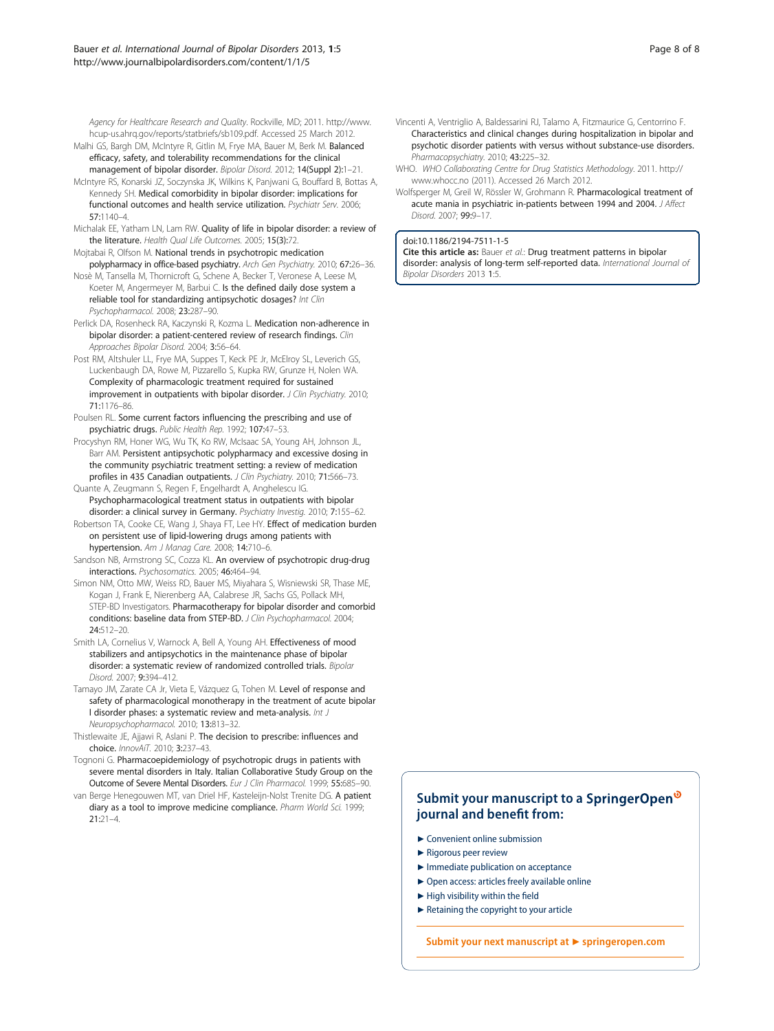Agency for Healthcare Research and Quality. Rockville, MD; 2011. http://www.hcup-us.ahrq.gov/reports/statbriefs/sb109.pdf. Accessed 25 March 2012.

Malhi GS, Bargh DM, McIntyre R, Gitlin M, Frye MA, Bauer M, Berk M. **Balanced efficacy, safety, and tolerability recommendations for the clinical management of bipolar disorder.** *Bipolar Disord.* 2012; **14**(Suppl 2):1–21.

McIntyre RS, Konarski JZ, Soczynska JK, Wilkins K, Panjwani G, Bouffard B, Bottas A, Kennedy SH. **Medical comorbidity in bipolar disorder: implications for functional outcomes and health service utilization.** *Psychiatr Serv.* 2006; **57**:1140–4.

Michalak EE, Yatham LN, Lam RW. **Quality of life in bipolar disorder: a review of the literature.** *Health Qual Life Outcomes.* 2005; **15**(3):72.

Mojtabai R, Olfson M. **National trends in psychotropic medication polypharmacy in office-based psychiatry.** *Arch Gen Psychiatry.* 2010; **67**:26–36.

Nosè M, Tansella M, Thornicroft G, Schene A, Becker T, Veronese A, Leese M, Koeter M, Angermeyer M, Barbui C. **Is the defined daily dose system a reliable tool for standardizing antipsychotic dosages?** *Int Clin Psychopharmacol.* 2008; **23**:287–90.

Perlick DA, Rosenheck RA, Kaczynski R, Kozma L. **Medication non-adherence in bipolar disorder: a patient-centered review of research findings.** *Clin Approaches Bipolar Disord.* 2004; **3**:56–64.

Post RM, Altshuler LL, Frye MA, Suppes T, Keck PE Jr, McElroy SL, Leverich GS, Luckenbaugh DA, Rowe M, Pizzarello S, Kupka RW, Grunze H, Nolen WA. **Complexity of pharmacologic treatment required for sustained improvement in outpatients with bipolar disorder.** *J Clin Psychiatry.* 2010; **71**:1176–86.

Poulsen RL. **Some current factors influencing the prescribing and use of psychiatric drugs.** *Public Health Rep.* 1992; **107**:47–53.

Procyshyn RM, Honer WG, Wu TK, Ko RW, McIsaac SA, Young AH, Johnson JL, Barr AM. **Persistent antipsychotic polypharmacy and excessive dosing in the community psychiatric treatment setting: a review of medication profiles in 435 Canadian outpatients.** *J Clin Psychiatry.* 2010; **71**:566–73.

Quante A, Zeugmann S, Regen F, Engelhardt A, Anghelescu IG. **Psychopharmacological treatment status in outpatients with bipolar disorder: a clinical survey in Germany.** *Psychiatry Investig.* 2010; **7**:155–62.

Robertson TA, Cooke CE, Wang J, Shaya FT, Lee HY. **Effect of medication burden on persistent use of lipid-lowering drugs among patients with hypertension.** *Am J Manag Care.* 2008; **14**:710–6.

Sandson NB, Armstrong SC, Cozza KL. **An overview of psychotropic drug-drug interactions.** *Psychosomatics.* 2005; **46**:464–94.

Simon NM, Otto MW, Weiss RD, Bauer MS, Miyahara S, Wisniewski SR, Thase ME, Kogan J, Frank E, Nierenberg AA, Calabrese JR, Sachs GS, Pollack MH, STEP-BD Investigators. **Pharmacotherapy for bipolar disorder and comorbid conditions: baseline data from STEP-BD.** *J Clin Psychopharmacol.* 2004; **24**:512–20.

Smith LA, Cornelius V, Warnock A, Bell A, Young AH. **Effectiveness of mood stabilizers and antipsychotics in the maintenance phase of bipolar disorder: a systematic review of randomized controlled trials.** *Bipolar Disord.* 2007; **9**:394–412.

Tamayo JM, Zarate CA Jr, Vieta E, Vázquez G, Tohen M. **Level of response and safety of pharmacological monotherapy in the treatment of acute bipolar I disorder phases: a systematic review and meta-analysis.** *Int J Neuropsychopharmacol.* 2010; **13**:813–32.

Thistlewaite JE, Ajjawi R, Aslani P. **The decision to prescribe: influences and choice.** *InnovAiT.* 2010; **3**:237–43.

Tognoni G. **Pharmacoepidemiology of psychotropic drugs in patients with severe mental disorders in Italy. Italian Collaborative Study Group on the Outcome of Severe Mental Disorders.** *Eur J Clin Pharmacol.* 1999; **55**:685–90.

van Berge Henegouwen MT, van Driel HF, Kasteleijn-Nolst Trenite DG. **A patient diary as a tool to improve medicine compliance.** *Pharm World Sci.* 1999; **21**:21–4.

Vincenti A, Ventriglio A, Baldessarini RJ, Talamo A, Fitzmaurice G, Centorrino F. **Characteristics and clinical changes during hospitalization in bipolar and psychotic disorder patients with versus without substance-use disorders.** *Pharmacopsychiatry.* 2010; **43**:225–32.

WHO. *WHO Collaborating Centre for Drug Statistics Methodology.* 2011. http://www.whocc.no (2011). Accessed 26 March 2012.

Wolfsperger M, Greil W, Rössler W, Grohmann R. **Pharmacological treatment of acute mania in psychiatric in-patients between 1994 and 2004.** *J Affect Disord.* 2007; **99**:9–17.

doi:10.1186/2194-7511-1-5

**Cite this article as:** Bauer *et al.*: Drug treatment patterns in bipolar disorder: analysis of long-term self-reported data. *International Journal of Bipolar Disorders* 2013 **1**:5.

**Submit your manuscript to a SpringerOpen journal and benefit from:**

- ► Convenient online submission
- ► Rigorous peer review
- ► Immediate publication on acceptance
- ► Open access: articles freely available online
- ► High visibility within the field
- ► Retaining the copyright to your article

**Submit your next manuscript at ► springeropen.com**